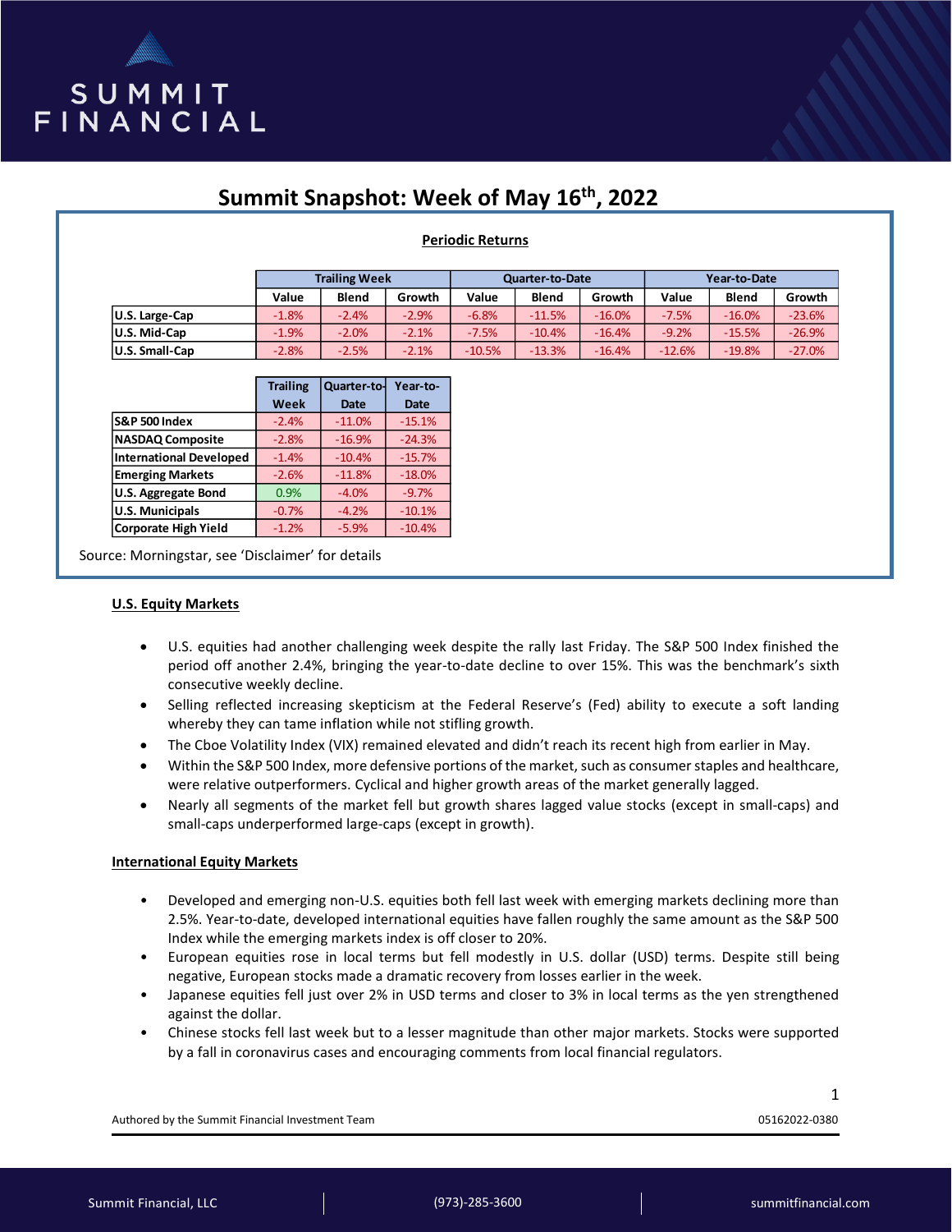SUMMIT FINANCIAL

# Summit Snapshot: Week of May 16th, 2022

**Periodic Returns**

| | Trailing Week | | | Quarter-to-Date | | | Year-to-Date | | |
|---|---|---|---|---|---|---|---|---|---|
| | Value | Blend | Growth | Value | Blend | Growth | Value | Blend | Growth |
| U.S. Large-Cap | -1.8% | -2.4% | -2.9% | -6.8% | -11.5% | -16.0% | -7.5% | -16.0% | -23.6% |
| U.S. Mid-Cap | -1.9% | -2.0% | -2.1% | -7.5% | -10.4% | -16.4% | -9.2% | -15.5% | -26.9% |
| U.S. Small-Cap | -2.8% | -2.5% | -2.1% | -10.5% | -13.3% | -16.4% | -12.6% | -19.8% | -27.0% |

| | Trailing Week | Quarter-to-Date | Year-to-Date |
|---|---|---|---|
| S&P 500 Index | -2.4% | -11.0% | -15.1% |
| NASDAQ Composite | -2.8% | -16.9% | -24.3% |
| International Developed | -1.4% | -10.4% | -15.7% |
| Emerging Markets | -2.6% | -11.8% | -18.0% |
| U.S. Aggregate Bond | 0.9% | -4.0% | -9.7% |
| U.S. Municipals | -0.7% | -4.2% | -10.1% |
| Corporate High Yield | -1.2% | -5.9% | -10.4% |

Source: Morningstar, see 'Disclaimer' for details

## U.S. Equity Markets

- U.S. equities had another challenging week despite the rally last Friday. The S&P 500 Index finished the period off another 2.4%, bringing the year-to-date decline to over 15%. This was the benchmark's sixth consecutive weekly decline.
- Selling reflected increasing skepticism at the Federal Reserve's (Fed) ability to execute a soft landing whereby they can tame inflation while not stifling growth.
- The Cboe Volatility Index (VIX) remained elevated and didn't reach its recent high from earlier in May.
- Within the S&P 500 Index, more defensive portions of the market, such as consumer staples and healthcare, were relative outperformers. Cyclical and higher growth areas of the market generally lagged.
- Nearly all segments of the market fell but growth shares lagged value stocks (except in small-caps) and small-caps underperformed large-caps (except in growth).

## International Equity Markets

- Developed and emerging non-U.S. equities both fell last week with emerging markets declining more than 2.5%. Year-to-date, developed international equities have fallen roughly the same amount as the S&P 500 Index while the emerging markets index is off closer to 20%.
- European equities rose in local terms but fell modestly in U.S. dollar (USD) terms. Despite still being negative, European stocks made a dramatic recovery from losses earlier in the week.
- Japanese equities fell just over 2% in USD terms and closer to 3% in local terms as the yen strengthened against the dollar.
- Chinese stocks fell last week but to a lesser magnitude than other major markets. Stocks were supported by a fall in coronavirus cases and encouraging comments from local financial regulators.

Authored by the Summit Financial Investment Team — 05162022-0380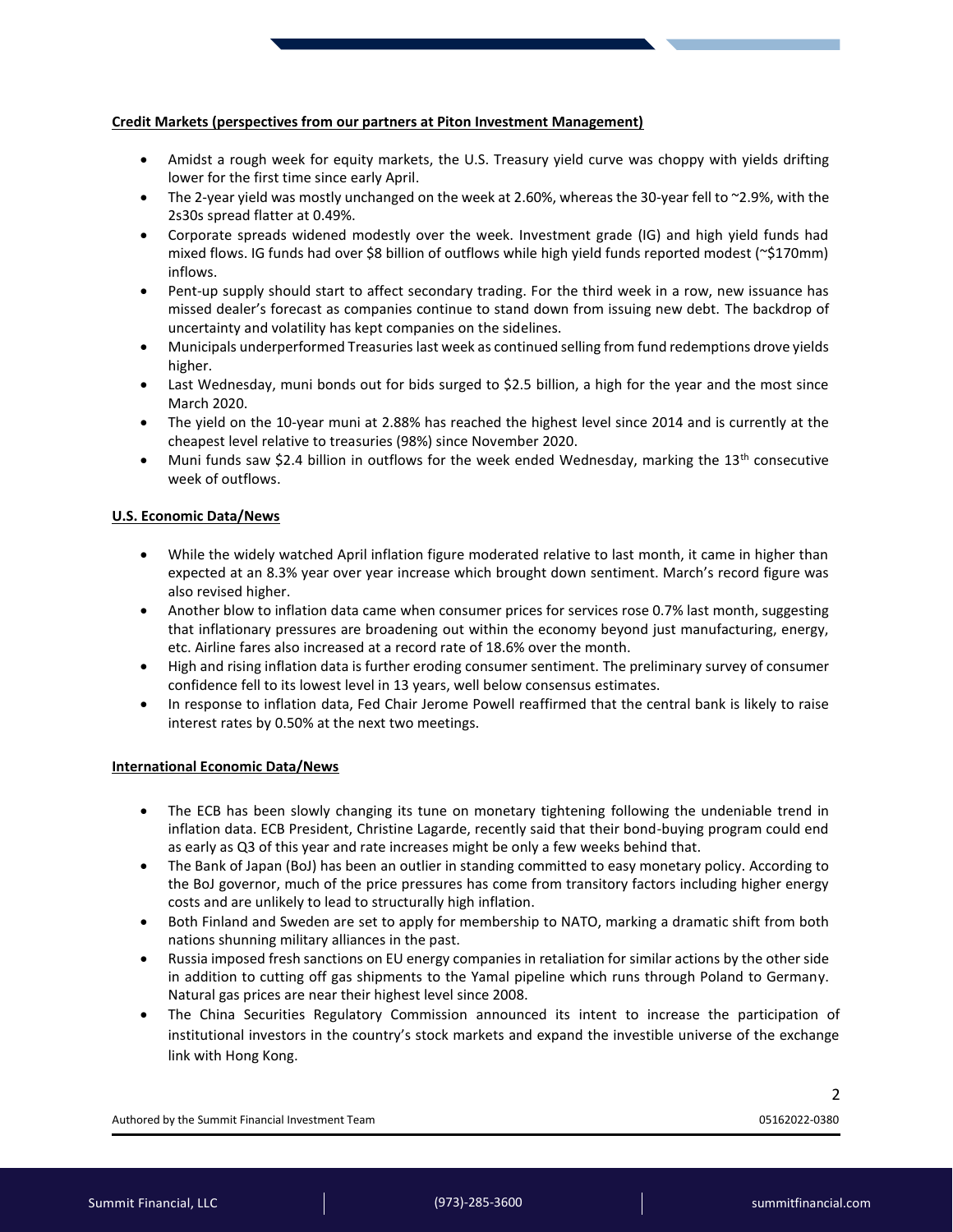**Credit Markets (perspectives from our partners at Piton Investment Management)**

- Amidst a rough week for equity markets, the U.S. Treasury yield curve was choppy with yields drifting lower for the first time since early April.
- The 2-year yield was mostly unchanged on the week at 2.60%, whereas the 30-year fell to ~2.9%, with the 2s30s spread flatter at 0.49%.
- Corporate spreads widened modestly over the week. Investment grade (IG) and high yield funds had mixed flows. IG funds had over $8 billion of outflows while high yield funds reported modest (~$170mm) inflows.
- Pent-up supply should start to affect secondary trading. For the third week in a row, new issuance has missed dealer's forecast as companies continue to stand down from issuing new debt. The backdrop of uncertainty and volatility has kept companies on the sidelines.
- Municipals underperformed Treasuries last week as continued selling from fund redemptions drove yields higher.
- Last Wednesday, muni bonds out for bids surged to $2.5 billion, a high for the year and the most since March 2020.
- The yield on the 10-year muni at 2.88% has reached the highest level since 2014 and is currently at the cheapest level relative to treasuries (98%) since November 2020.
- Muni funds saw $2.4 billion in outflows for the week ended Wednesday, marking the 13th consecutive week of outflows.

**U.S. Economic Data/News**

- While the widely watched April inflation figure moderated relative to last month, it came in higher than expected at an 8.3% year over year increase which brought down sentiment. March's record figure was also revised higher.
- Another blow to inflation data came when consumer prices for services rose 0.7% last month, suggesting that inflationary pressures are broadening out within the economy beyond just manufacturing, energy, etc. Airline fares also increased at a record rate of 18.6% over the month.
- High and rising inflation data is further eroding consumer sentiment. The preliminary survey of consumer confidence fell to its lowest level in 13 years, well below consensus estimates.
- In response to inflation data, Fed Chair Jerome Powell reaffirmed that the central bank is likely to raise interest rates by 0.50% at the next two meetings.

**International Economic Data/News**

- The ECB has been slowly changing its tune on monetary tightening following the undeniable trend in inflation data. ECB President, Christine Lagarde, recently said that their bond-buying program could end as early as Q3 of this year and rate increases might be only a few weeks behind that.
- The Bank of Japan (BoJ) has been an outlier in standing committed to easy monetary policy. According to the BoJ governor, much of the price pressures has come from transitory factors including higher energy costs and are unlikely to lead to structurally high inflation.
- Both Finland and Sweden are set to apply for membership to NATO, marking a dramatic shift from both nations shunning military alliances in the past.
- Russia imposed fresh sanctions on EU energy companies in retaliation for similar actions by the other side in addition to cutting off gas shipments to the Yamal pipeline which runs through Poland to Germany. Natural gas prices are near their highest level since 2008.
- The China Securities Regulatory Commission announced its intent to increase the participation of institutional investors in the country's stock markets and expand the investible universe of the exchange link with Hong Kong.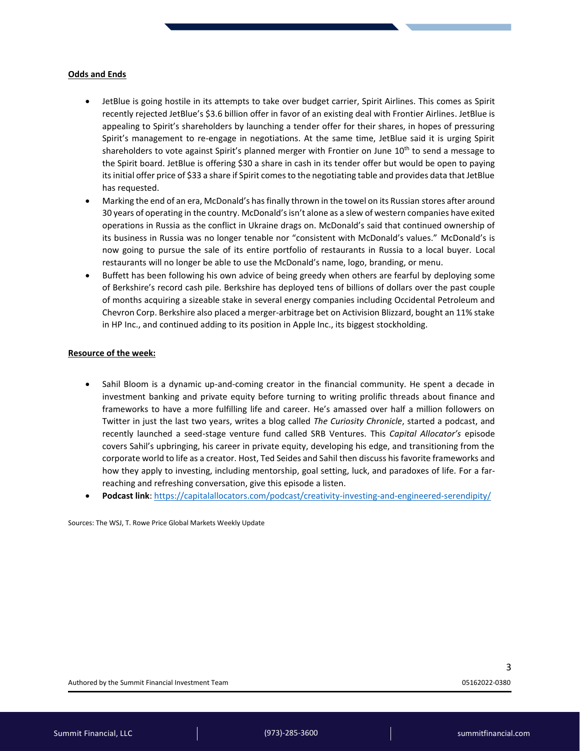**Odds and Ends**

- JetBlue is going hostile in its attempts to take over budget carrier, Spirit Airlines. This comes as Spirit recently rejected JetBlue's $3.6 billion offer in favor of an existing deal with Frontier Airlines. JetBlue is appealing to Spirit's shareholders by launching a tender offer for their shares, in hopes of pressuring Spirit's management to re-engage in negotiations. At the same time, JetBlue said it is urging Spirit shareholders to vote against Spirit's planned merger with Frontier on June 10th to send a message to the Spirit board. JetBlue is offering $30 a share in cash in its tender offer but would be open to paying its initial offer price of $33 a share if Spirit comes to the negotiating table and provides data that JetBlue has requested.
- Marking the end of an era, McDonald's has finally thrown in the towel on its Russian stores after around 30 years of operating in the country. McDonald's isn't alone as a slew of western companies have exited operations in Russia as the conflict in Ukraine drags on. McDonald's said that continued ownership of its business in Russia was no longer tenable nor "consistent with McDonald's values." McDonald's is now going to pursue the sale of its entire portfolio of restaurants in Russia to a local buyer. Local restaurants will no longer be able to use the McDonald's name, logo, branding, or menu.
- Buffett has been following his own advice of being greedy when others are fearful by deploying some of Berkshire's record cash pile. Berkshire has deployed tens of billions of dollars over the past couple of months acquiring a sizeable stake in several energy companies including Occidental Petroleum and Chevron Corp. Berkshire also placed a merger-arbitrage bet on Activision Blizzard, bought an 11% stake in HP Inc., and continued adding to its position in Apple Inc., its biggest stockholding.

**Resource of the week:**

- Sahil Bloom is a dynamic up-and-coming creator in the financial community. He spent a decade in investment banking and private equity before turning to writing prolific threads about finance and frameworks to have a more fulfilling life and career. He's amassed over half a million followers on Twitter in just the last two years, writes a blog called *The Curiosity Chronicle*, started a podcast, and recently launched a seed-stage venture fund called SRB Ventures. This *Capital Allocator's* episode covers Sahil's upbringing, his career in private equity, developing his edge, and transitioning from the corporate world to life as a creator. Host, Ted Seides and Sahil then discuss his favorite frameworks and how they apply to investing, including mentorship, goal setting, luck, and paradoxes of life. For a far-reaching and refreshing conversation, give this episode a listen.
- **Podcast link**: [https://capitalallocators.com/podcast/creativity-investing-and-engineered-serendipity/](https://capitalallocators.com/podcast/creativity-investing-and-engineered-serendipity/)

Sources: The WSJ, T. Rowe Price Global Markets Weekly Update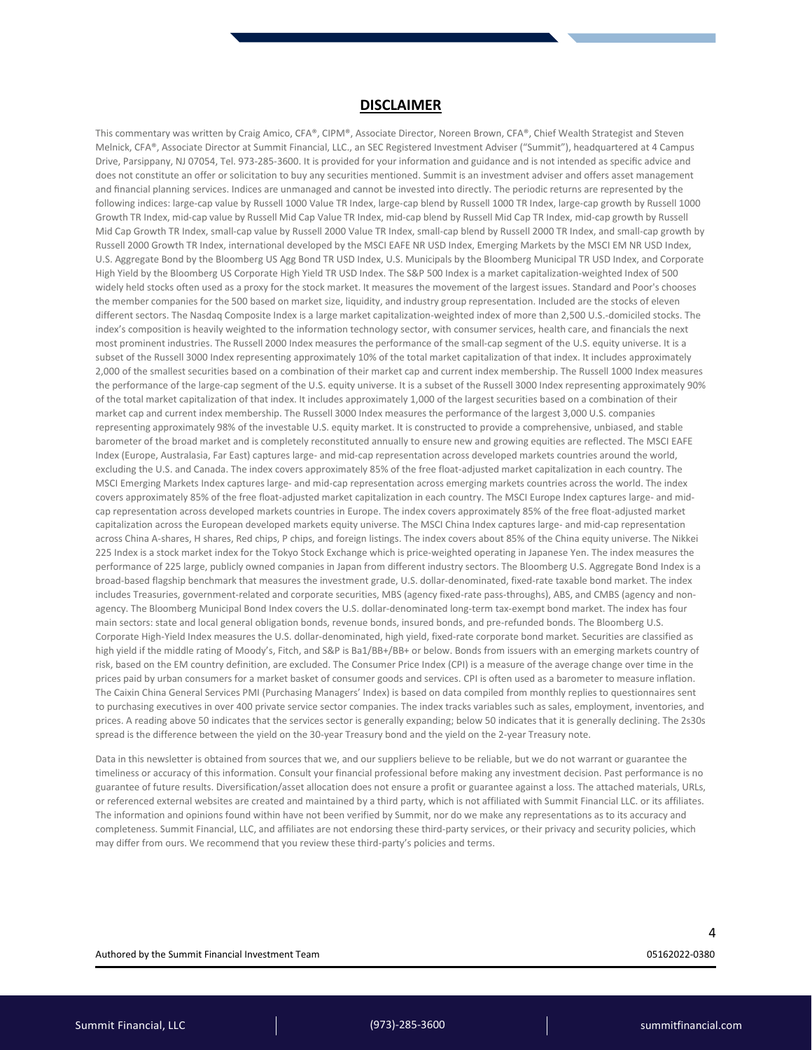## DISCLAIMER

This commentary was written by Craig Amico, CFA®, CIPM®, Associate Director, Noreen Brown, CFA®, Chief Wealth Strategist and Steven Melnick, CFA®, Associate Director at Summit Financial, LLC., an SEC Registered Investment Adviser ("Summit"), headquartered at 4 Campus Drive, Parsippany, NJ 07054, Tel. 973-285-3600. It is provided for your information and guidance and is not intended as specific advice and does not constitute an offer or solicitation to buy any securities mentioned. Summit is an investment adviser and offers asset management and financial planning services. Indices are unmanaged and cannot be invested into directly. The periodic returns are represented by the following indices: large-cap value by Russell 1000 Value TR Index, large-cap blend by Russell 1000 TR Index, large-cap growth by Russell 1000 Growth TR Index, mid-cap value by Russell Mid Cap Value TR Index, mid-cap blend by Russell Mid Cap TR Index, mid-cap growth by Russell Mid Cap Growth TR Index, small-cap value by Russell 2000 Value TR Index, small-cap blend by Russell 2000 TR Index, and small-cap growth by Russell 2000 Growth TR Index, international developed by the MSCI EAFE NR USD Index, Emerging Markets by the MSCI EM NR USD Index, U.S. Aggregate Bond by the Bloomberg US Agg Bond TR USD Index, U.S. Municipals by the Bloomberg Municipal TR USD Index, and Corporate High Yield by the Bloomberg US Corporate High Yield TR USD Index. The S&P 500 Index is a market capitalization-weighted Index of 500 widely held stocks often used as a proxy for the stock market. It measures the movement of the largest issues. Standard and Poor's chooses the member companies for the 500 based on market size, liquidity, and industry group representation. Included are the stocks of eleven different sectors. The Nasdaq Composite Index is a large market capitalization-weighted index of more than 2,500 U.S.-domiciled stocks. The index's composition is heavily weighted to the information technology sector, with consumer services, health care, and financials the next most prominent industries. The Russell 2000 Index measures the performance of the small-cap segment of the U.S. equity universe. It is a subset of the Russell 3000 Index representing approximately 10% of the total market capitalization of that index. It includes approximately 2,000 of the smallest securities based on a combination of their market cap and current index membership. The Russell 1000 Index measures the performance of the large-cap segment of the U.S. equity universe. It is a subset of the Russell 3000 Index representing approximately 90% of the total market capitalization of that index. It includes approximately 1,000 of the largest securities based on a combination of their market cap and current index membership. The Russell 3000 Index measures the performance of the largest 3,000 U.S. companies representing approximately 98% of the investable U.S. equity market. It is constructed to provide a comprehensive, unbiased, and stable barometer of the broad market and is completely reconstituted annually to ensure new and growing equities are reflected. The MSCI EAFE Index (Europe, Australasia, Far East) captures large- and mid-cap representation across developed markets countries around the world, excluding the U.S. and Canada. The index covers approximately 85% of the free float-adjusted market capitalization in each country. The MSCI Emerging Markets Index captures large- and mid-cap representation across emerging markets countries across the world. The index covers approximately 85% of the free float-adjusted market capitalization in each country. The MSCI Europe Index captures large- and mid-cap representation across developed markets countries in Europe. The index covers approximately 85% of the free float-adjusted market capitalization across the European developed markets equity universe. The MSCI China Index captures large- and mid-cap representation across China A-shares, H shares, Red chips, P chips, and foreign listings. The index covers about 85% of the China equity universe. The Nikkei 225 Index is a stock market index for the Tokyo Stock Exchange which is price-weighted operating in Japanese Yen. The index measures the performance of 225 large, publicly owned companies in Japan from different industry sectors. The Bloomberg U.S. Aggregate Bond Index is a broad-based flagship benchmark that measures the investment grade, U.S. dollar-denominated, fixed-rate taxable bond market. The index includes Treasuries, government-related and corporate securities, MBS (agency fixed-rate pass-throughs), ABS, and CMBS (agency and non-agency. The Bloomberg Municipal Bond Index covers the U.S. dollar-denominated long-term tax-exempt bond market. The index has four main sectors: state and local general obligation bonds, revenue bonds, insured bonds, and pre-refunded bonds. The Bloomberg U.S. Corporate High-Yield Index measures the U.S. dollar-denominated, high yield, fixed-rate corporate bond market. Securities are classified as high yield if the middle rating of Moody's, Fitch, and S&P is Ba1/BB+/BB+ or below. Bonds from issuers with an emerging markets country of risk, based on the EM country definition, are excluded. The Consumer Price Index (CPI) is a measure of the average change over time in the prices paid by urban consumers for a market basket of consumer goods and services. CPI is often used as a barometer to measure inflation. The Caixin China General Services PMI (Purchasing Managers' Index) is based on data compiled from monthly replies to questionnaires sent to purchasing executives in over 400 private service sector companies. The index tracks variables such as sales, employment, inventories, and prices. A reading above 50 indicates that the services sector is generally expanding; below 50 indicates that it is generally declining. The 2s30s spread is the difference between the yield on the 30-year Treasury bond and the yield on the 2-year Treasury note.

Data in this newsletter is obtained from sources that we, and our suppliers believe to be reliable, but we do not warrant or guarantee the timeliness or accuracy of this information. Consult your financial professional before making any investment decision. Past performance is no guarantee of future results. Diversification/asset allocation does not ensure a profit or guarantee against a loss. The attached materials, URLs, or referenced external websites are created and maintained by a third party, which is not affiliated with Summit Financial LLC. or its affiliates. The information and opinions found within have not been verified by Summit, nor do we make any representations as to its accuracy and completeness. Summit Financial, LLC, and affiliates are not endorsing these third-party services, or their privacy and security policies, which may differ from ours. We recommend that you review these third-party's policies and terms.

Authored by the Summit Financial Investment Team

05162022-0380